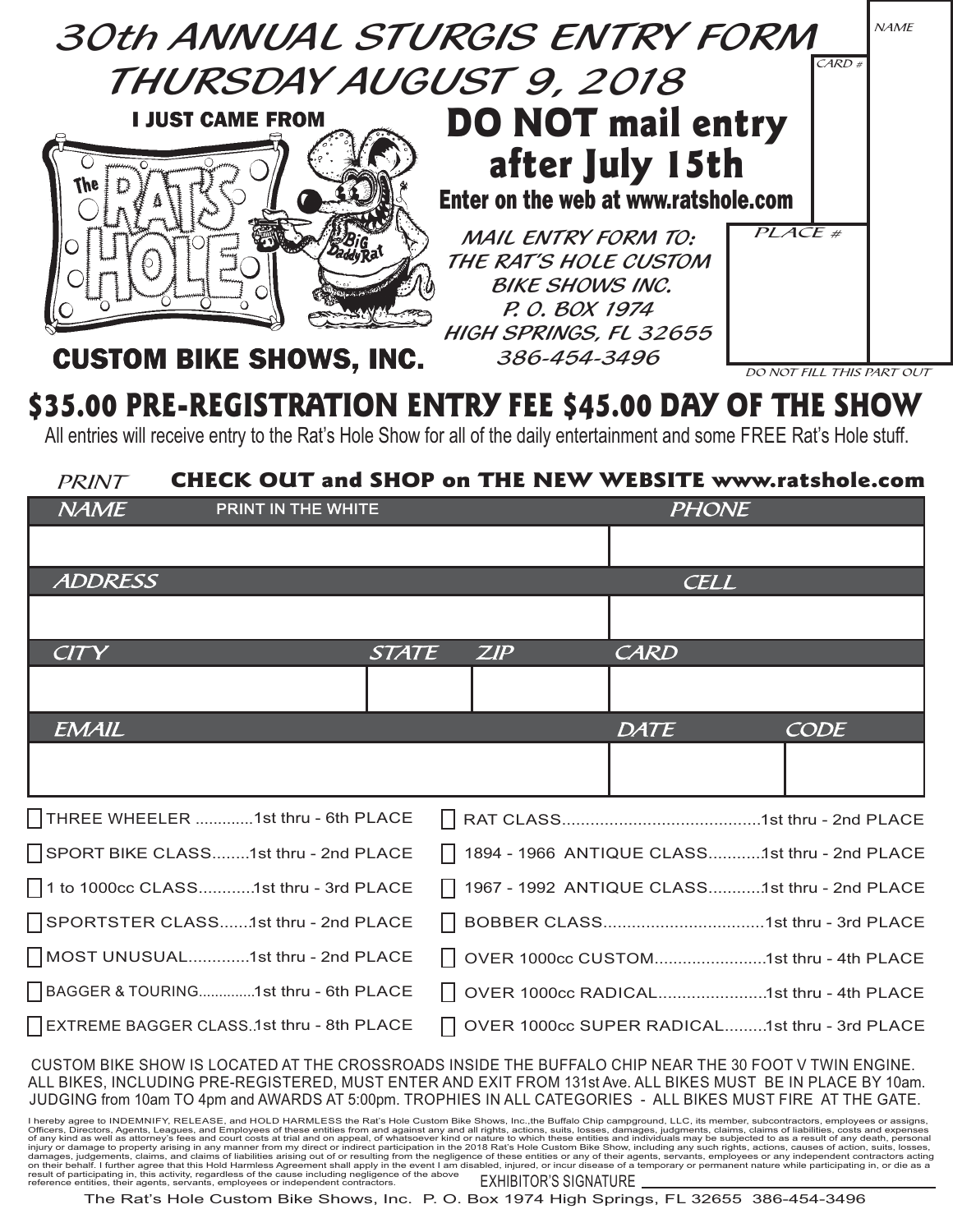# 30th ANNUAL STURGIS ENTRY FORM

## THURSDAY AUGUST 9, 2018

I JUST CAME FROM The RAT'S HOLE

CUSTOM BIKE SHOWS, INC.

Big Daddy Rat

## DO NOT mail entry after July 15th

**Enter on the web at www.ratshole.com**

MAIL ENTRY FORM TO:
THE RAT'S HOLE CUSTOM BIKE SHOWS INC.
P. O. BOX 1974
HIGH SPRINGS, FL 32655
386-454-3496

| NAME | CARD # | PLACE # |
|---|---|---|
| | | |

DO NOT FILL THIS PART OUT

## $35.00 PRE-REGISTRATION ENTRY FEE $45.00 DAY OF THE SHOW

All entries will receive entry to the Rat's Hole Show for all of the daily entertainment and some FREE Rat's Hole stuff.

PRINT **CHECK OUT and SHOP on THE NEW WEBSITE www.ratshole.com**

| NAME (PRINT IN THE WHITE) | | | PHONE | |
|---|---|---|---|---|
| | | | | |
| **ADDRESS** | | | **CELL** | |
| | | | | |
| **CITY** | **STATE** | **ZIP** | **CARD** | |
| | | | | |
| **EMAIL** | | | **DATE** | **CODE** |
| | | | | |

- [ ] THREE WHEELER .............1st thru - 6th PLACE
- [ ] SPORT BIKE CLASS........1st thru - 2nd PLACE
- [ ] 1 to 1000cc CLASS...........1st thru - 3rd PLACE
- [ ] SPORTSTER CLASS......1st thru - 2nd PLACE
- [ ] MOST UNUSUAL.............1st thru - 2nd PLACE
- [ ] BAGGER & TOURING.............1st thru - 6th PLACE
- [ ] EXTREME BAGGER CLASS..1st thru - 8th PLACE
- [ ] RAT CLASS..........................................1st thru - 2nd PLACE
- [ ] 1894 - 1966 ANTIQUE CLASS...........1st thru - 2nd PLACE
- [ ] 1967 - 1992 ANTIQUE CLASS...........1st thru - 2nd PLACE
- [ ] BOBBER CLASS..................................1st thru - 3rd PLACE
- [ ] OVER 1000cc CUSTOM........................1st thru - 4th PLACE
- [ ] OVER 1000cc RADICAL.......................1st thru - 4th PLACE
- [ ] OVER 1000cc SUPER RADICAL.........1st thru - 3rd PLACE

CUSTOM BIKE SHOW IS LOCATED AT THE CROSSROADS INSIDE THE BUFFALO CHIP NEAR THE 30 FOOT V TWIN ENGINE. ALL BIKES, INCLUDING PRE-REGISTERED, MUST ENTER AND EXIT FROM 131st Ave. ALL BIKES MUST BE IN PLACE BY 10am. JUDGING from 10am TO 4pm and AWARDS AT 5:00pm. TROPHIES IN ALL CATEGORIES - ALL BIKES MUST FIRE AT THE GATE.

I hereby agree to INDEMNIFY, RELEASE, and HOLD HARMLESS the Rat's Hole Custom Bike Shows, Inc.,the Buffalo Chip campground, LLC, its member, subcontractors, employees or assigns, Officers, Directors, Agents, Leagues, and Employees of these entities from and against any and all rights, actions, suits, losses, damages, judgments, claims, claims of liabilities, costs and expenses of any kind as well as attorney's fees and court costs at trial and on appeal, of whatsoever kind or nature to which these entities and individuals may be subjected to as a result of any death, personal injury or damage to property arising in any manner from my direct or indirect participation in the 2018 Rat's Hole Custom Bike Show, including any such rights, actions, causes of action, suits, losses, damages, judgements, claims, and claims of liabilities arising out of or resulting from the negligence of these entities or any of their agents, servants, employees or any independent contractors acting on their behalf. I further agree that this Hold Harmless Agreement shall apply in the event I am disabled, injured, or incur disease of a temporary or permanent nature while participating in, or die as a result of participating in, this activity, regardless of the cause including negligence of the above reference entities, their agents, servants, employees or independent contractors.

EXHIBITOR'S SIGNATURE ______________________________

The Rat's Hole Custom Bike Shows, Inc. P. O. Box 1974 High Springs, FL 32655 386-454-3496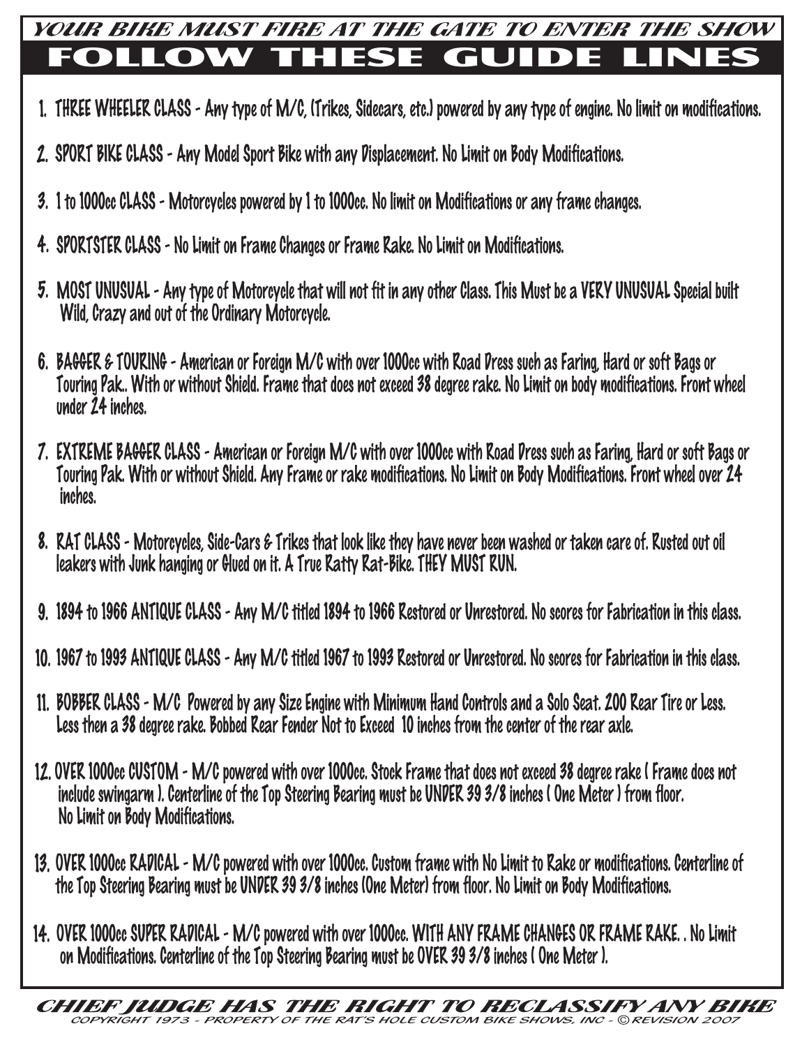*YOUR BIKE MUST FIRE AT THE GATE TO ENTER THE SHOW*

# FOLLOW THESE GUIDE LINES

1. THREE WHEELER CLASS - Any type of M/C, (Trikes, Sidecars, etc.) powered by any type of engine. No limit on modifications.

2. SPORT BIKE CLASS - Any Model Sport Bike with any Displacement. No Limit on Body Modifications.

3. 1 to 1000cc CLASS - Motorcycles powered by 1 to 1000cc. No limit on Modifications or any frame changes.

4. SPORTSTER CLASS - No Limit on Frame Changes or Frame Rake. No Limit on Modifications.

5. MOST UNUSUAL - Any type of Motorcycle that will not fit in any other Class. This Must be a VERY UNUSUAL Special built Wild, Crazy and out of the Ordinary Motorcycle.

6. BAGGER & TOURING - American or Foreign M/C with over 1000cc with Road Dress such as Faring, Hard or soft Bags or Touring Pak.. With or without Shield. Frame that does not exceed 38 degree rake. No Limit on body modifications. Front wheel under 24 inches.

7. EXTREME BAGGER CLASS - American or Foreign M/C with over 1000cc with Road Dress such as Faring, Hard or soft Bags or Touring Pak. With or without Shield. Any Frame or rake modifications. No Limit on Body Modifications. Front wheel over 24 inches.

8. RAT CLASS - Motorcycles, Side-Cars & Trikes that look like they have never been washed or taken care of. Rusted out oil leakers with Junk hanging or Glued on it. A True Ratty Rat-Bike. THEY MUST RUN.

9. 1894 to 1966 ANTIQUE CLASS - Any M/C titled 1894 to 1966 Restored or Unrestored. No scores for Fabrication in this class.

10. 1967 to 1993 ANTIQUE CLASS - Any M/C titled 1967 to 1993 Restored or Unrestored. No scores for Fabrication in this class.

11. BOBBER CLASS - M/C Powered by any Size Engine with Minimum Hand Controls and a Solo Seat. 200 Rear Tire or Less. Less then a 38 degree rake. Bobbed Rear Fender Not to Exceed 10 inches from the center of the rear axle.

12. OVER 1000cc CUSTOM - M/C powered with over 1000cc. Stock Frame that does not exceed 38 degree rake ( Frame does not include swingarm ). Centerline of the Top Steering Bearing must be UNDER 39 3/8 inches ( One Meter ) from floor. No Limit on Body Modifications.

13. OVER 1000cc RADICAL - M/C powered with over 1000cc. Custom frame with No Limit to Rake or modifications. Centerline of the Top Steering Bearing must be UNDER 39 3/8 inches (One Meter) from floor. No Limit on Body Modifications.

14. OVER 1000cc SUPER RADICAL - M/C powered with over 1000cc. WITH ANY FRAME CHANGES OR FRAME RAKE. . No Limit on Modifications. Centerline of the Top Steering Bearing must be OVER 39 3/8 inches ( One Meter ).

***CHIEF JUDGE HAS THE RIGHT TO RECLASSIFY ANY BIKE***

*COPYRIGHT 1973 - PROPERTY OF THE RAT'S HOLE CUSTOM BIKE SHOWS, INC - © REVISION 2007*